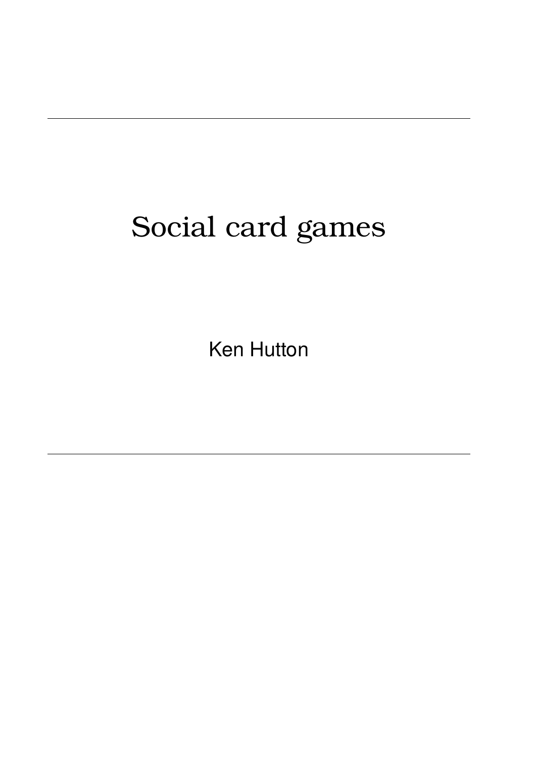# Social card games

Ken Hutton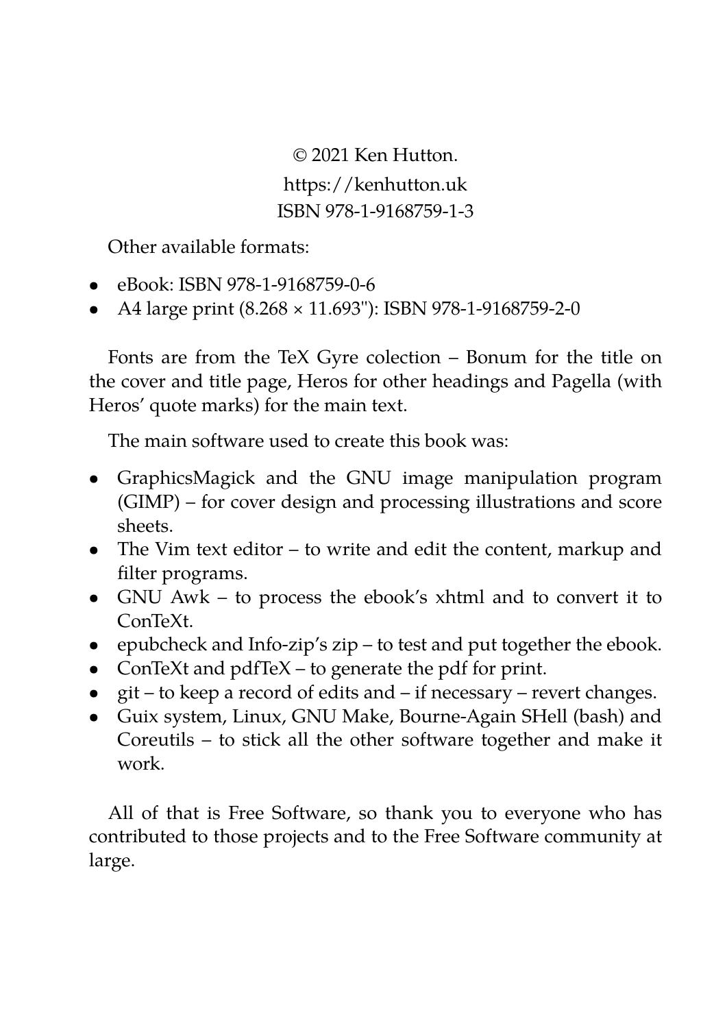© 2021 Ken Hutton.
https://kenhutton.uk
ISBN 978-1-9168759-1-3

Other available formats:

- eBook: ISBN 978-1-9168759-0-6
- A4 large print (8.268 × 11.693"): ISBN 978-1-9168759-2-0

Fonts are from the TeX Gyre colection – Bonum for the title on the cover and title page, Heros for other headings and Pagella (with Heros' quote marks) for the main text.

The main software used to create this book was:

- GraphicsMagick and the GNU image manipulation program (GIMP) – for cover design and processing illustrations and score sheets.
- The Vim text editor – to write and edit the content, markup and filter programs.
- GNU Awk – to process the ebook's xhtml and to convert it to ConTeXt.
- epubcheck and Info-zip's zip – to test and put together the ebook.
- ConTeXt and pdfTeX – to generate the pdf for print.
- git – to keep a record of edits and – if necessary – revert changes.
- Guix system, Linux, GNU Make, Bourne-Again SHell (bash) and Coreutils – to stick all the other software together and make it work.

All of that is Free Software, so thank you to everyone who has contributed to those projects and to the Free Software community at large.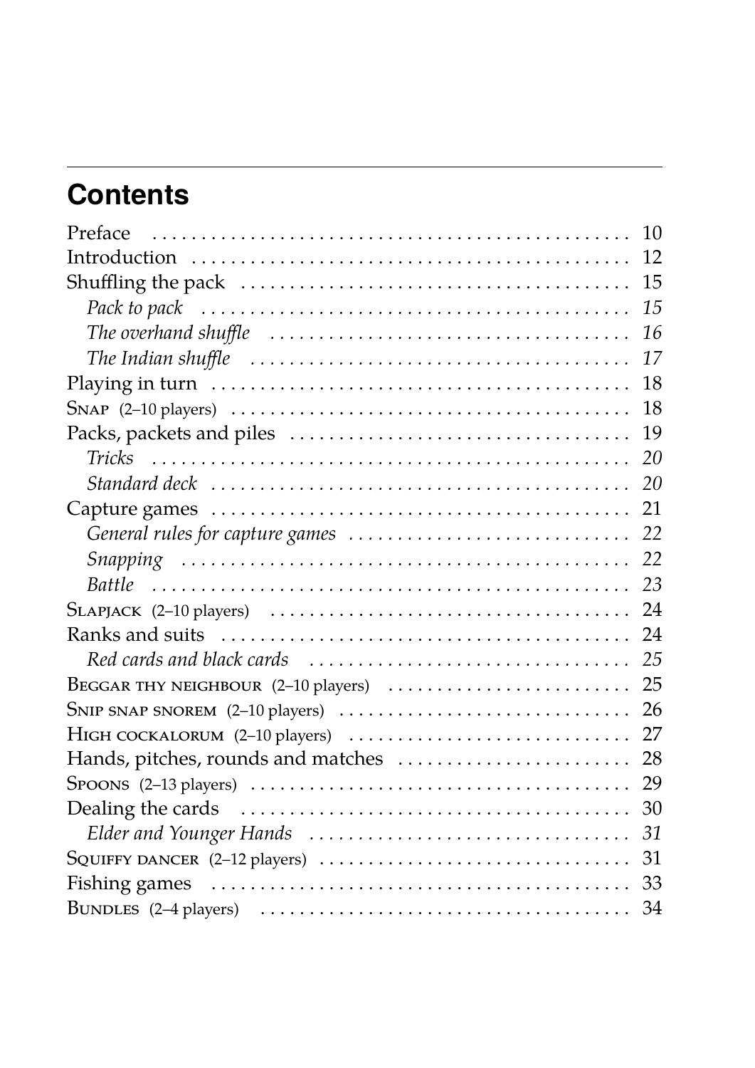## Contents

- Preface ... 10
- Introduction ... 12
- Shuffling the pack ... 15
  - *Pack to pack* ... *15*
  - *The overhand shuffle* ... *16*
  - *The Indian shuffle* ... *17*
- Playing in turn ... 18
- SNAP (2–10 players) ... 18
- Packs, packets and piles ... 19
  - *Tricks* ... *20*
  - *Standard deck* ... *20*
- Capture games ... 21
  - *General rules for capture games* ... *22*
  - *Snapping* ... *22*
  - *Battle* ... *23*
- SLAPJACK (2–10 players) ... 24
- Ranks and suits ... 24
  - *Red cards and black cards* ... *25*
- BEGGAR THY NEIGHBOUR (2–10 players) ... 25
- SNIP SNAP SNOREM (2–10 players) ... 26
- HIGH COCKALORUM (2–10 players) ... 27
- Hands, pitches, rounds and matches ... 28
- SPOONS (2–13 players) ... 29
- Dealing the cards ... 30
  - *Elder and Younger Hands* ... *31*
- SQUIFFY DANCER (2–12 players) ... 31
- Fishing games ... 33
- BUNDLES (2–4 players) ... 34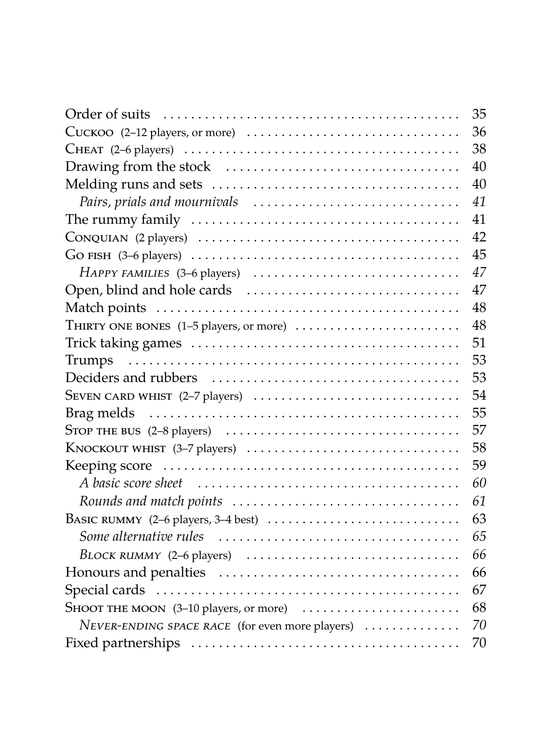| | |
|---|---|
| Order of suits | 35 |
| CUCKOO (2–12 players, or more) | 36 |
| CHEAT (2–6 players) | 38 |
| Drawing from the stock | 40 |
| Melding runs and sets | 40 |
| *Pairs, prials and mournivals* | *41* |
| The rummy family | 41 |
| CONQUIAN (2 players) | 42 |
| GO FISH (3–6 players) | 45 |
| *HAPPY FAMILIES* (3–6 players) | *47* |
| Open, blind and hole cards | 47 |
| Match points | 48 |
| THIRTY ONE BONES (1–5 players, or more) | 48 |
| Trick taking games | 51 |
| Trumps | 53 |
| Deciders and rubbers | 53 |
| SEVEN CARD WHIST (2–7 players) | 54 |
| Brag melds | 55 |
| STOP THE BUS (2–8 players) | 57 |
| KNOCKOUT WHIST (3–7 players) | 58 |
| Keeping score | 59 |
| *A basic score sheet* | *60* |
| *Rounds and match points* | *61* |
| BASIC RUMMY (2–6 players, 3–4 best) | 63 |
| *Some alternative rules* | *65* |
| *BLOCK RUMMY* (2–6 players) | *66* |
| Honours and penalties | 66 |
| Special cards | 67 |
| SHOOT THE MOON (3–10 players, or more) | 68 |
| *NEVER-ENDING SPACE RACE* (for even more players) | *70* |
| Fixed partnerships | 70 |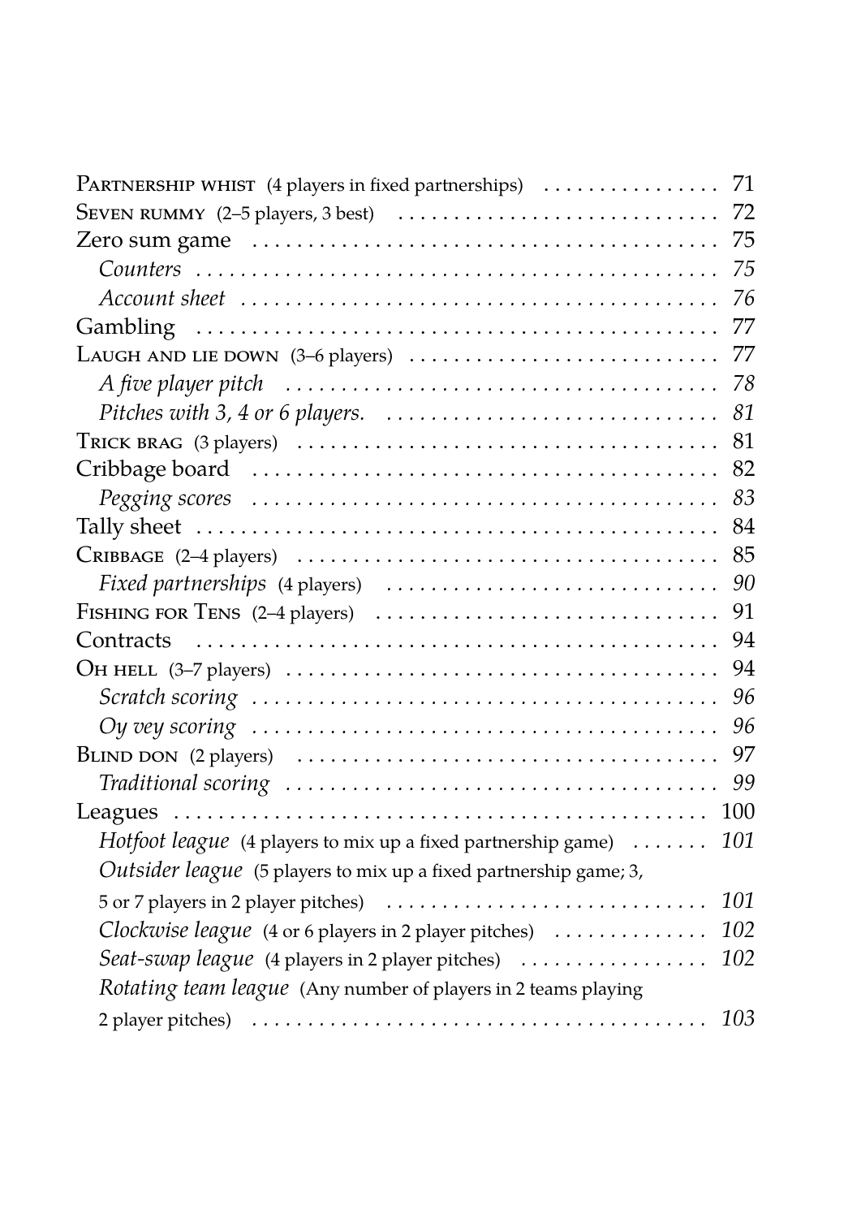Partnership whist (4 players in fixed partnerships) . . . . . . . . . . . . . . . . 71
Seven rummy (2–5 players, 3 best) . . . . . . . . . . . . . . . . . . . . . . . . . . . . 72
Zero sum game . . . . . . . . . . . . . . . . . . . . . . . . . . . . . . . . . . . . . . . . . 75
*Counters* . . . . . . . . . . . . . . . . . . . . . . . . . . . . . . . . . . . . . . . . . . . 75
*Account sheet* . . . . . . . . . . . . . . . . . . . . . . . . . . . . . . . . . . . . . . . 76
Gambling . . . . . . . . . . . . . . . . . . . . . . . . . . . . . . . . . . . . . . . . . . . . 77
Laugh and lie down (3–6 players) . . . . . . . . . . . . . . . . . . . . . . . . . . . 77
*A five player pitch* . . . . . . . . . . . . . . . . . . . . . . . . . . . . . . . . . . . . 78
*Pitches with 3, 4 or 6 players.* . . . . . . . . . . . . . . . . . . . . . . . . . . . . 81
Trick brag (3 players) . . . . . . . . . . . . . . . . . . . . . . . . . . . . . . . . . . . 81
Cribbage board . . . . . . . . . . . . . . . . . . . . . . . . . . . . . . . . . . . . . . . . 82
*Pegging scores* . . . . . . . . . . . . . . . . . . . . . . . . . . . . . . . . . . . . . . . 83
Tally sheet . . . . . . . . . . . . . . . . . . . . . . . . . . . . . . . . . . . . . . . . . . . 84
Cribbage (2–4 players) . . . . . . . . . . . . . . . . . . . . . . . . . . . . . . . . . . . 85
*Fixed partnerships* (4 players) . . . . . . . . . . . . . . . . . . . . . . . . . . . . . 90
Fishing for Tens (2–4 players) . . . . . . . . . . . . . . . . . . . . . . . . . . . . . 91
Contracts . . . . . . . . . . . . . . . . . . . . . . . . . . . . . . . . . . . . . . . . . . . . 94
Oh hell (3–7 players) . . . . . . . . . . . . . . . . . . . . . . . . . . . . . . . . . . . . 94
*Scratch scoring* . . . . . . . . . . . . . . . . . . . . . . . . . . . . . . . . . . . . . . . 96
*Oy vey scoring* . . . . . . . . . . . . . . . . . . . . . . . . . . . . . . . . . . . . . . . 96
Blind don (2 players) . . . . . . . . . . . . . . . . . . . . . . . . . . . . . . . . . . . . 97
*Traditional scoring* . . . . . . . . . . . . . . . . . . . . . . . . . . . . . . . . . . . . 99
Leagues . . . . . . . . . . . . . . . . . . . . . . . . . . . . . . . . . . . . . . . . . . . . . 100
*Hotfoot league* (4 players to mix up a fixed partnership game) . . . . . . . 101
*Outsider league* (5 players to mix up a fixed partnership game; 3, 5 or 7 players in 2 player pitches) . . . . . . . . . . . . . . . . . . . . . . . . . . . . 101
*Clockwise league* (4 or 6 players in 2 player pitches) . . . . . . . . . . . . . . 102
*Seat-swap league* (4 players in 2 player pitches) . . . . . . . . . . . . . . . . . 102
*Rotating team league* (Any number of players in 2 teams playing 2 player pitches) . . . . . . . . . . . . . . . . . . . . . . . . . . . . . . . . . . . . . . . . . . . 103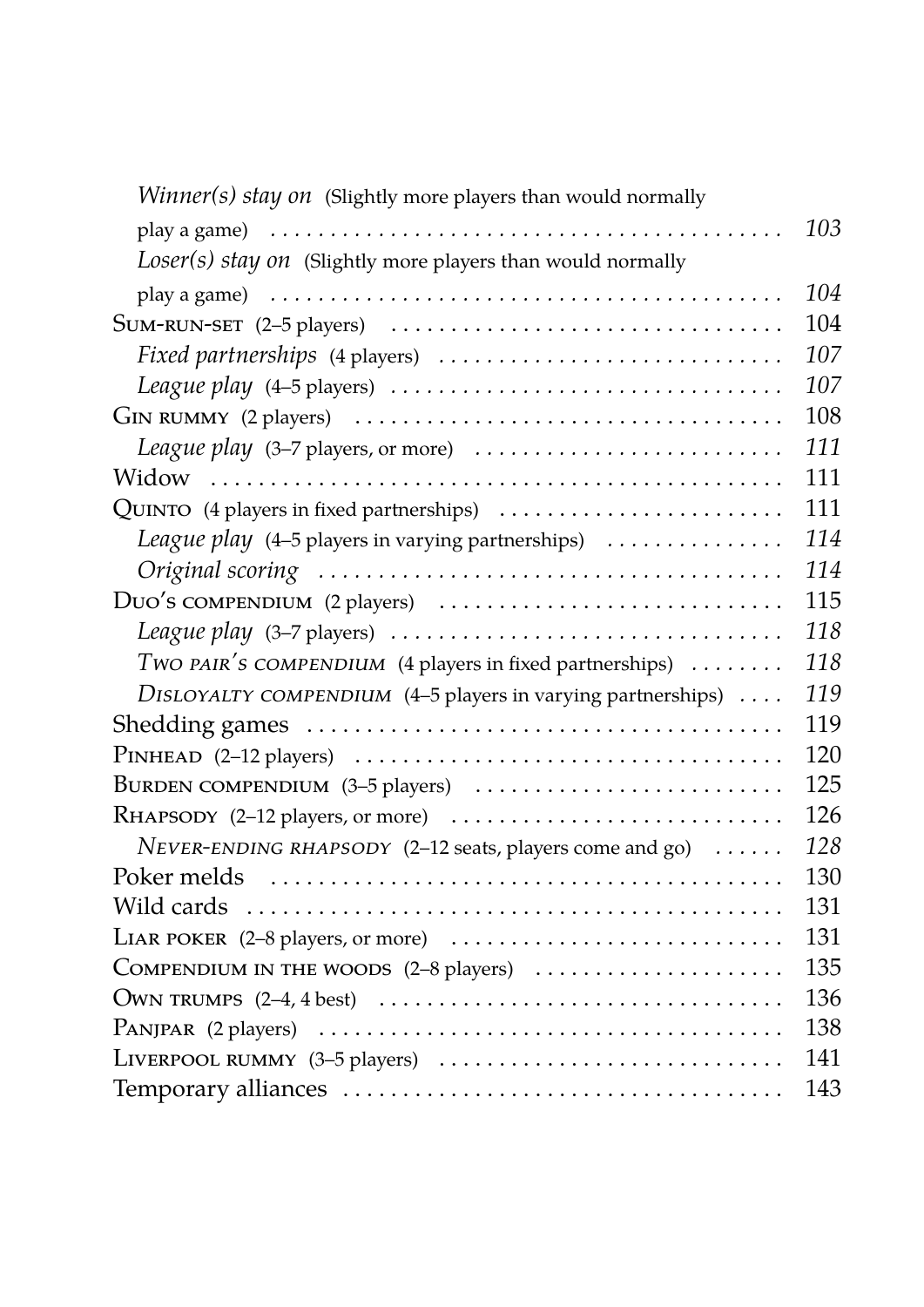*Winner(s) stay on* (Slightly more players than would normally play a game) ........ *103*
*Loser(s) stay on* (Slightly more players than would normally play a game) ........ *104*
Sum-run-set (2–5 players) ........ 104
*Fixed partnerships* (4 players) ........ *107*
*League play* (4–5 players) ........ *107*
Gin rummy (2 players) ........ 108
*League play* (3–7 players, or more) ........ *111*
Widow ........ 111
Quinto (4 players in fixed partnerships) ........ 111
*League play* (4–5 players in varying partnerships) ........ *114*
*Original scoring* ........ *114*
Duo's compendium (2 players) ........ 115
*League play* (3–7 players) ........ *118*
*Two pair's compendium* (4 players in fixed partnerships) ........ *118*
*Disloyalty compendium* (4–5 players in varying partnerships) ........ *119*
Shedding games ........ 119
Pinhead (2–12 players) ........ 120
Burden compendium (3–5 players) ........ 125
Rhapsody (2–12 players, or more) ........ 126
*Never-ending rhapsody* (2–12 seats, players come and go) ........ *128*
Poker melds ........ 130
Wild cards ........ 131
Liar poker (2–8 players, or more) ........ 131
Compendium in the woods (2–8 players) ........ 135
Own trumps (2–4, 4 best) ........ 136
Panjpar (2 players) ........ 138
Liverpool rummy (3–5 players) ........ 141
Temporary alliances ........ 143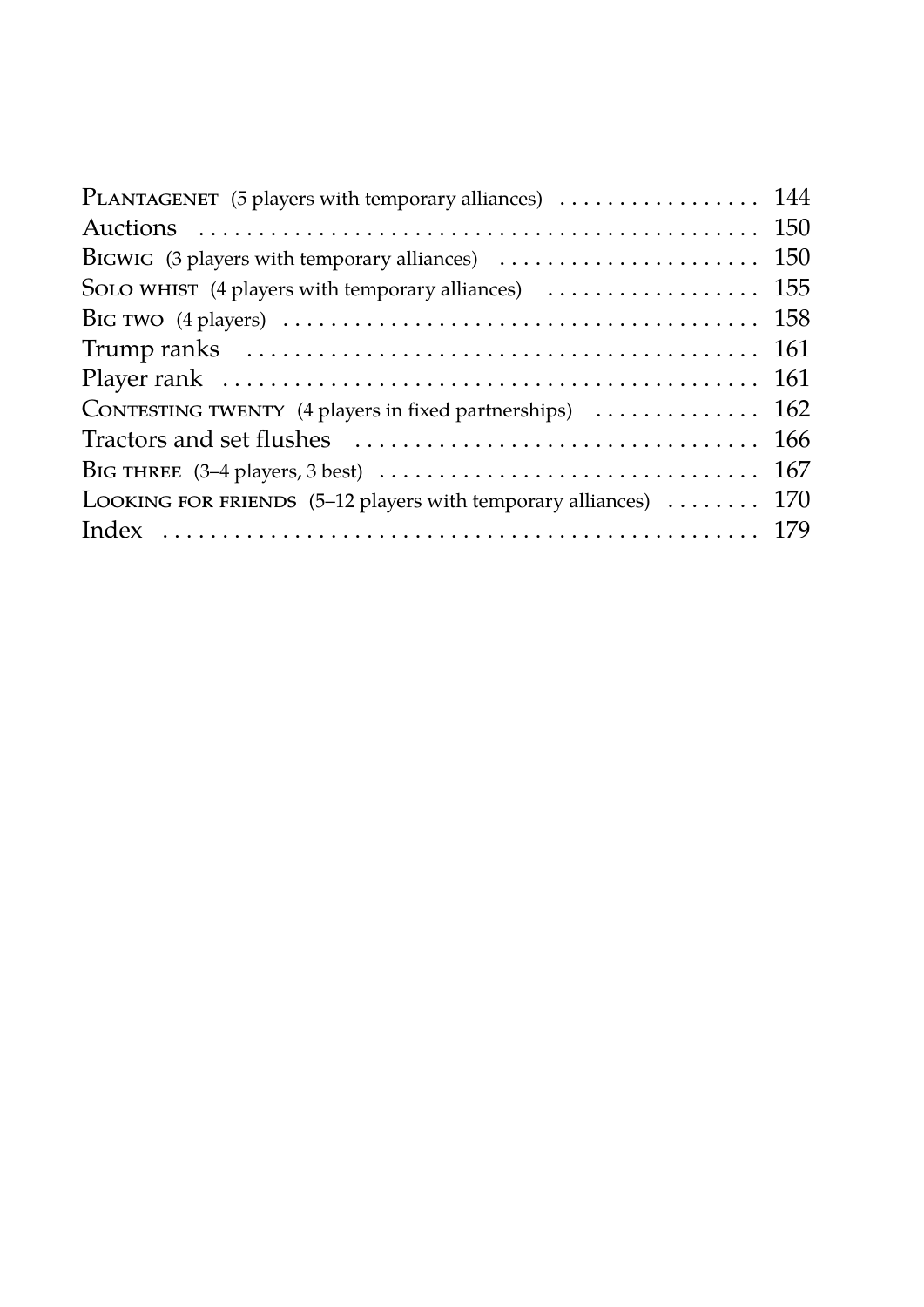Plantagenet (5 players with temporary alliances) . . . . . . . . . . . . . . . . . 144
Auctions . . . . . . . . . . . . . . . . . . . . . . . . . . . . . . . . . . . . . . . . . . . . . 150
Bigwig (3 players with temporary alliances) . . . . . . . . . . . . . . . . . . . . . . 150
Solo whist (4 players with temporary alliances) . . . . . . . . . . . . . . . . . . 155
Big two (4 players) . . . . . . . . . . . . . . . . . . . . . . . . . . . . . . . . . . . . . . 158
Trump ranks . . . . . . . . . . . . . . . . . . . . . . . . . . . . . . . . . . . . . . . . . 161
Player rank . . . . . . . . . . . . . . . . . . . . . . . . . . . . . . . . . . . . . . . . . . 161
Contesting twenty (4 players in fixed partnerships) . . . . . . . . . . . . . . 162
Tractors and set flushes . . . . . . . . . . . . . . . . . . . . . . . . . . . . . . . . . 166
Big three (3–4 players, 3 best) . . . . . . . . . . . . . . . . . . . . . . . . . . . . . . 167
Looking for friends (5–12 players with temporary alliances) . . . . . . . . 170
Index . . . . . . . . . . . . . . . . . . . . . . . . . . . . . . . . . . . . . . . . . . . . . . . 179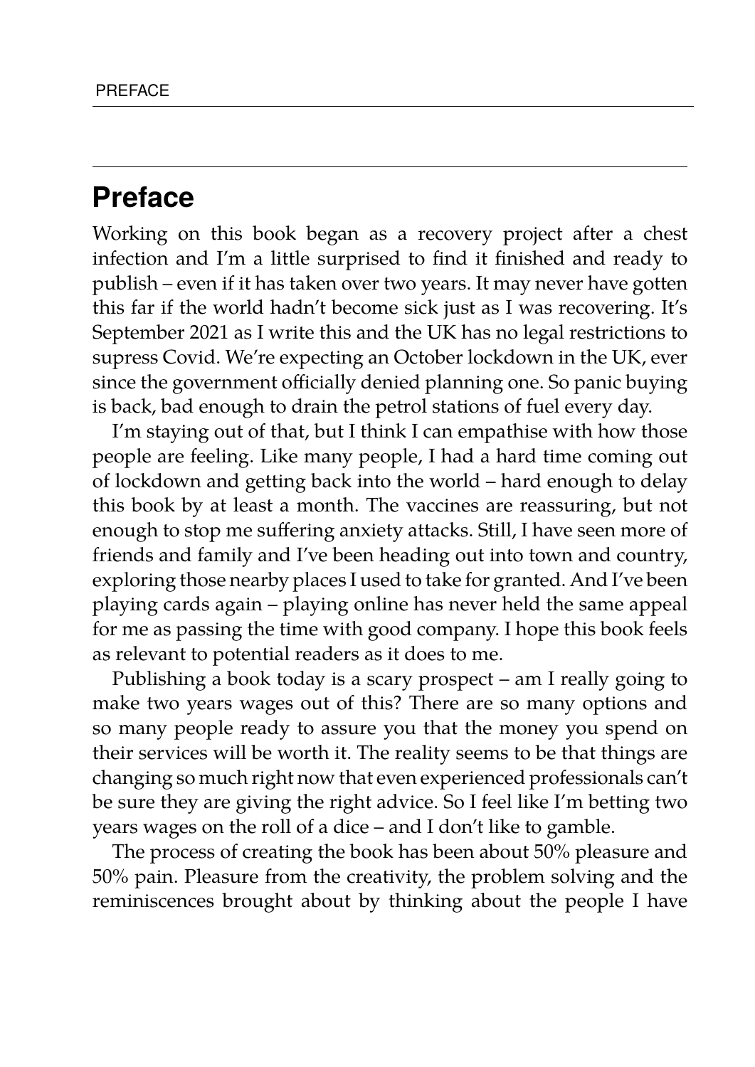# Preface

Working on this book began as a recovery project after a chest infection and I'm a little surprised to find it finished and ready to publish – even if it has taken over two years. It may never have gotten this far if the world hadn't become sick just as I was recovering. It's September 2021 as I write this and the UK has no legal restrictions to supress Covid. We're expecting an October lockdown in the UK, ever since the government officially denied planning one. So panic buying is back, bad enough to drain the petrol stations of fuel every day.

I'm staying out of that, but I think I can empathise with how those people are feeling. Like many people, I had a hard time coming out of lockdown and getting back into the world – hard enough to delay this book by at least a month. The vaccines are reassuring, but not enough to stop me suffering anxiety attacks. Still, I have seen more of friends and family and I've been heading out into town and country, exploring those nearby places I used to take for granted. And I've been playing cards again – playing online has never held the same appeal for me as passing the time with good company. I hope this book feels as relevant to potential readers as it does to me.

Publishing a book today is a scary prospect – am I really going to make two years wages out of this? There are so many options and so many people ready to assure you that the money you spend on their services will be worth it. The reality seems to be that things are changing so much right now that even experienced professionals can't be sure they are giving the right advice. So I feel like I'm betting two years wages on the roll of a dice – and I don't like to gamble.

The process of creating the book has been about 50% pleasure and 50% pain. Pleasure from the creativity, the problem solving and the reminiscences brought about by thinking about the people I have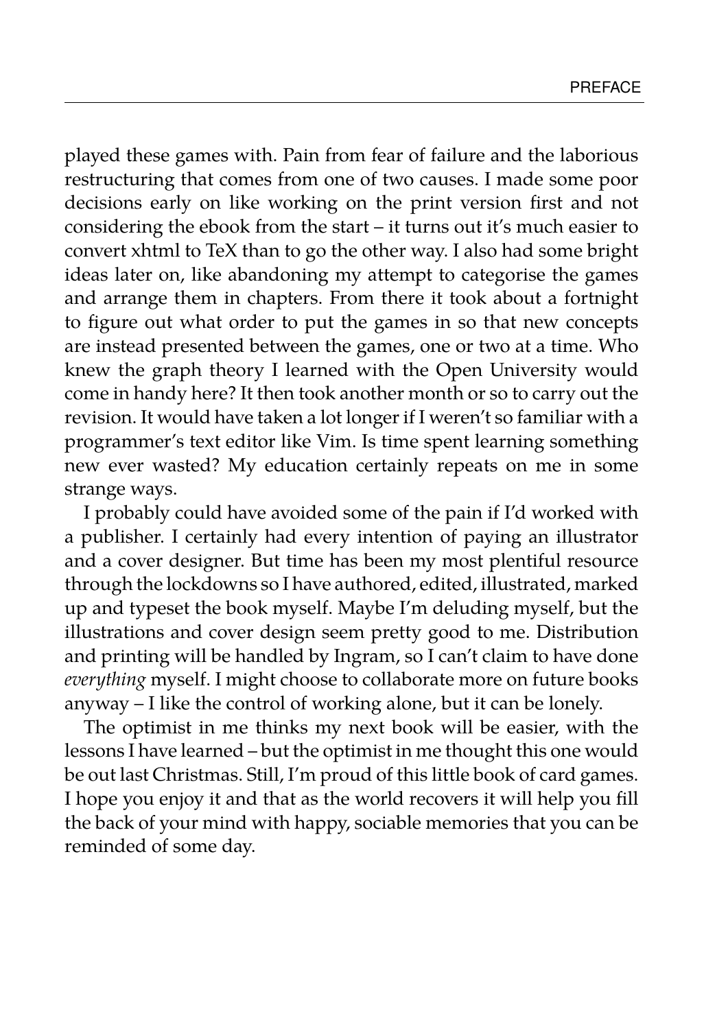played these games with. Pain from fear of failure and the laborious restructuring that comes from one of two causes. I made some poor decisions early on like working on the print version first and not considering the ebook from the start – it turns out it's much easier to convert xhtml to TeX than to go the other way. I also had some bright ideas later on, like abandoning my attempt to categorise the games and arrange them in chapters. From there it took about a fortnight to figure out what order to put the games in so that new concepts are instead presented between the games, one or two at a time. Who knew the graph theory I learned with the Open University would come in handy here? It then took another month or so to carry out the revision. It would have taken a lot longer if I weren't so familiar with a programmer's text editor like Vim. Is time spent learning something new ever wasted? My education certainly repeats on me in some strange ways.

I probably could have avoided some of the pain if I'd worked with a publisher. I certainly had every intention of paying an illustrator and a cover designer. But time has been my most plentiful resource through the lockdowns so I have authored, edited, illustrated, marked up and typeset the book myself. Maybe I'm deluding myself, but the illustrations and cover design seem pretty good to me. Distribution and printing will be handled by Ingram, so I can't claim to have done *everything* myself. I might choose to collaborate more on future books anyway – I like the control of working alone, but it can be lonely.

The optimist in me thinks my next book will be easier, with the lessons I have learned – but the optimist in me thought this one would be out last Christmas. Still, I'm proud of this little book of card games. I hope you enjoy it and that as the world recovers it will help you fill the back of your mind with happy, sociable memories that you can be reminded of some day.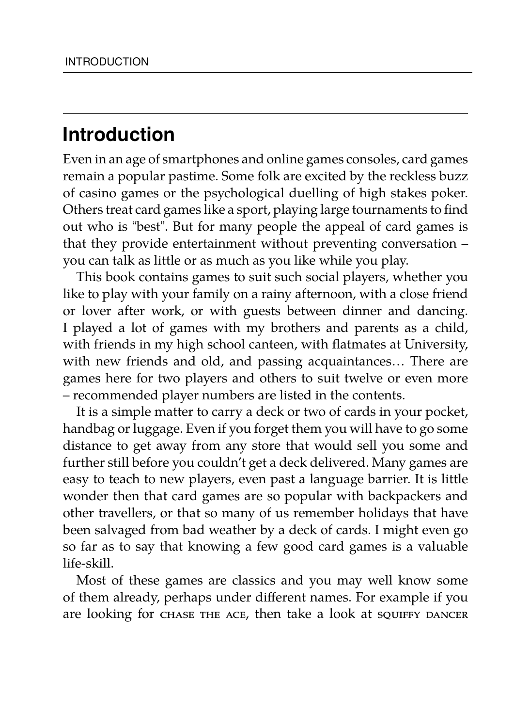## Introduction

Even in an age of smartphones and online games consoles, card games remain a popular pastime. Some folk are excited by the reckless buzz of casino games or the psychological duelling of high stakes poker. Others treat card games like a sport, playing large tournaments to find out who is "best". But for many people the appeal of card games is that they provide entertainment without preventing conversation – you can talk as little or as much as you like while you play.

This book contains games to suit such social players, whether you like to play with your family on a rainy afternoon, with a close friend or lover after work, or with guests between dinner and dancing. I played a lot of games with my brothers and parents as a child, with friends in my high school canteen, with flatmates at University, with new friends and old, and passing acquaintances… There are games here for two players and others to suit twelve or even more – recommended player numbers are listed in the contents.

It is a simple matter to carry a deck or two of cards in your pocket, handbag or luggage. Even if you forget them you will have to go some distance to get away from any store that would sell you some and further still before you couldn't get a deck delivered. Many games are easy to teach to new players, even past a language barrier. It is little wonder then that card games are so popular with backpackers and other travellers, or that so many of us remember holidays that have been salvaged from bad weather by a deck of cards. I might even go so far as to say that knowing a few good card games is a valuable life-skill.

Most of these games are classics and you may well know some of them already, perhaps under different names. For example if you are looking for CHASE THE ACE, then take a look at SQUIFFY DANCER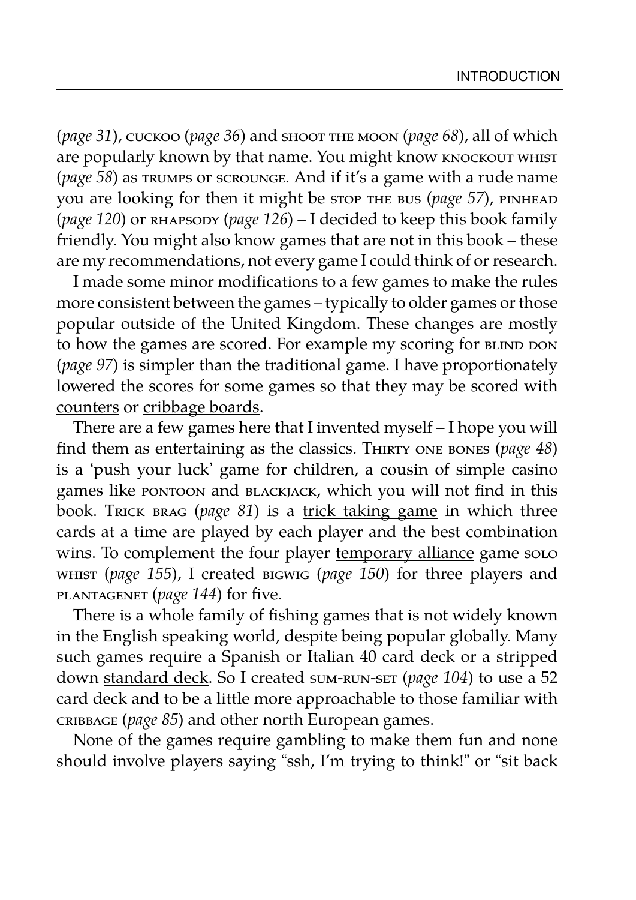(*page 31*), cuckoo (*page 36*) and shoot the moon (*page 68*), all of which are popularly known by that name. You might know knockout whist (*page 58*) as trumps or scrounge. And if it's a game with a rude name you are looking for then it might be stop the bus (*page 57*), pinhead (*page 120*) or rhapsody (*page 126*) – I decided to keep this book family friendly. You might also know games that are not in this book – these are my recommendations, not every game I could think of or research.

I made some minor modifications to a few games to make the rules more consistent between the games – typically to older games or those popular outside of the United Kingdom. These changes are mostly to how the games are scored. For example my scoring for blind don (*page 97*) is simpler than the traditional game. I have proportionately lowered the scores for some games so that they may be scored with counters or cribbage boards.

There are a few games here that I invented myself – I hope you will find them as entertaining as the classics. Thirty one bones (*page 48*) is a 'push your luck' game for children, a cousin of simple casino games like pontoon and blackjack, which you will not find in this book. Trick brag (*page 81*) is a trick taking game in which three cards at a time are played by each player and the best combination wins. To complement the four player temporary alliance game solo whist (*page 155*), I created bigwig (*page 150*) for three players and plantagenet (*page 144*) for five.

There is a whole family of fishing games that is not widely known in the English speaking world, despite being popular globally. Many such games require a Spanish or Italian 40 card deck or a stripped down standard deck. So I created sum-run-set (*page 104*) to use a 52 card deck and to be a little more approachable to those familiar with cribbage (*page 85*) and other north European games.

None of the games require gambling to make them fun and none should involve players saying "ssh, I'm trying to think!" or "sit back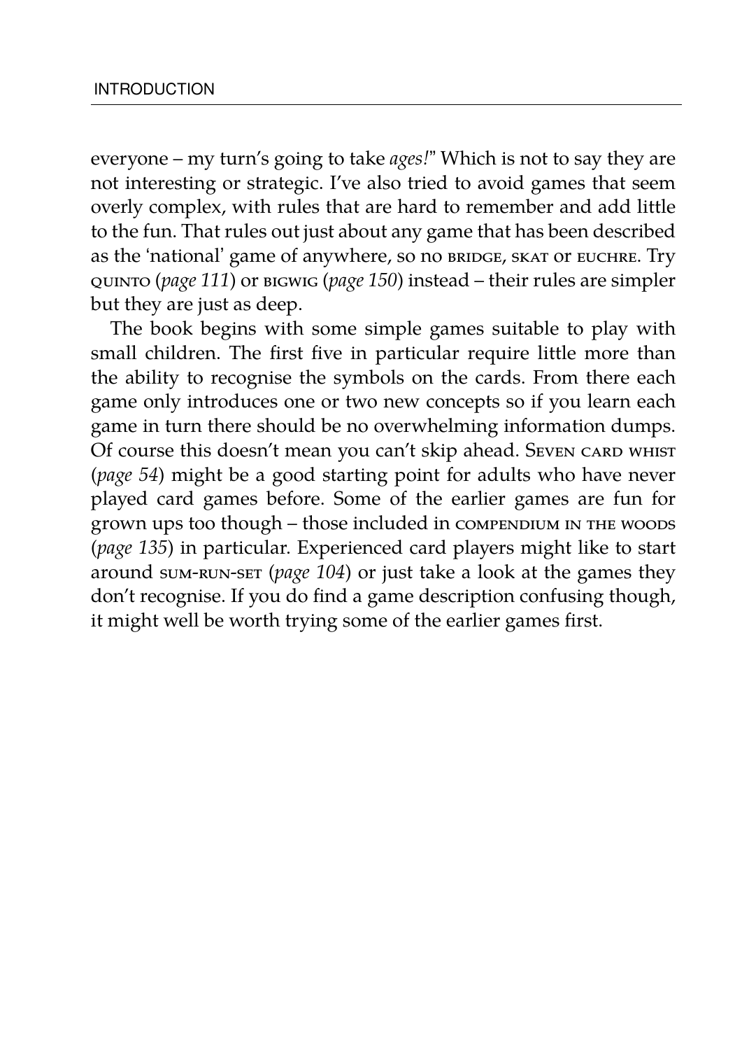everyone – my turn's going to take *ages!*" Which is not to say they are not interesting or strategic. I've also tried to avoid games that seem overly complex, with rules that are hard to remember and add little to the fun. That rules out just about any game that has been described as the 'national' game of anywhere, so no BRIDGE, SKAT or EUCHRE. Try QUINTO (*page 111*) or BIGWIG (*page 150*) instead – their rules are simpler but they are just as deep.

The book begins with some simple games suitable to play with small children. The first five in particular require little more than the ability to recognise the symbols on the cards. From there each game only introduces one or two new concepts so if you learn each game in turn there should be no overwhelming information dumps. Of course this doesn't mean you can't skip ahead. SEVEN CARD WHIST (*page 54*) might be a good starting point for adults who have never played card games before. Some of the earlier games are fun for grown ups too though – those included in COMPENDIUM IN THE WOODS (*page 135*) in particular. Experienced card players might like to start around SUM-RUN-SET (*page 104*) or just take a look at the games they don't recognise. If you do find a game description confusing though, it might well be worth trying some of the earlier games first.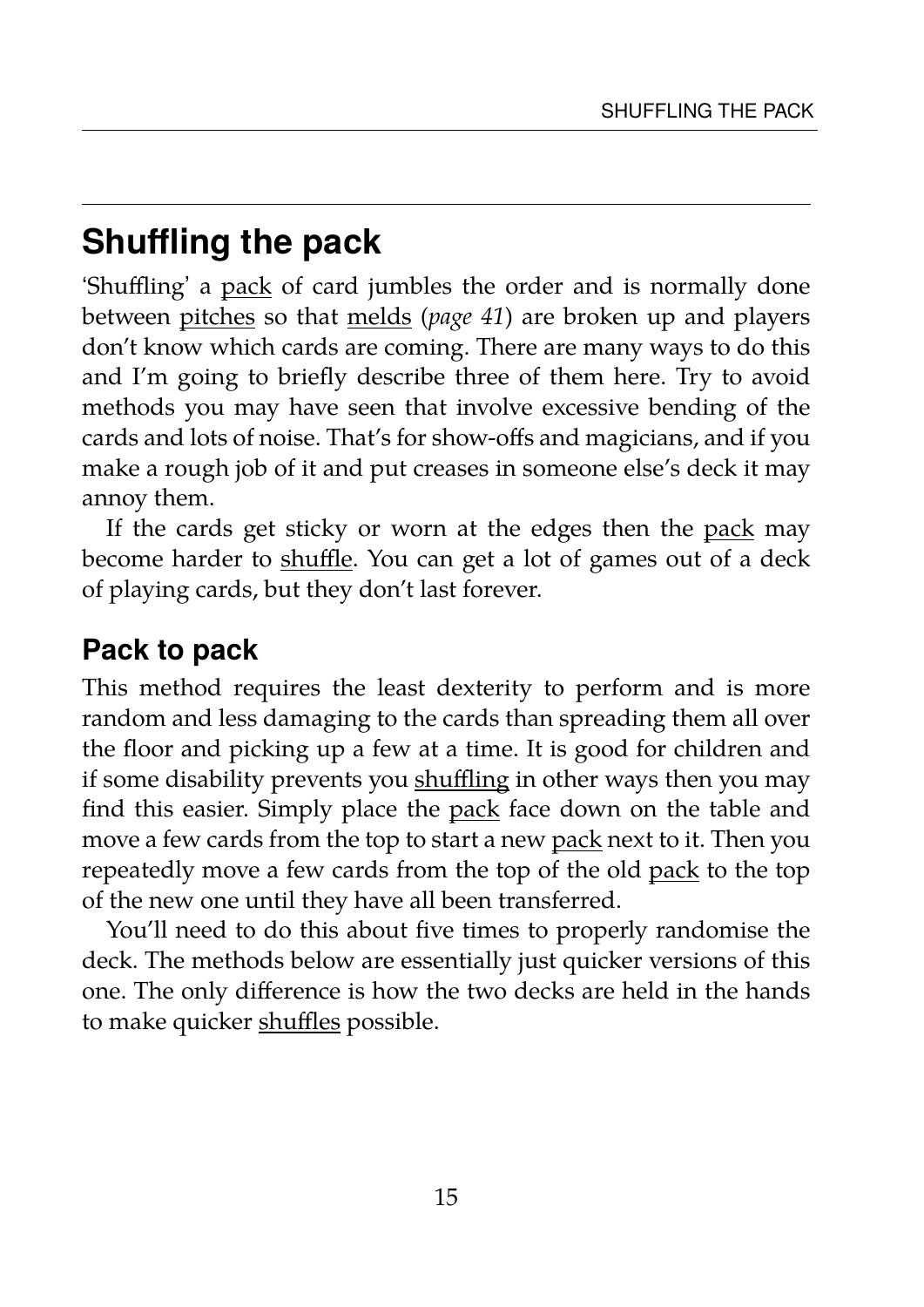## Shuffling the pack

'Shuffling' a pack of card jumbles the order and is normally done between pitches so that melds (*page 41*) are broken up and players don't know which cards are coming. There are many ways to do this and I'm going to briefly describe three of them here. Try to avoid methods you may have seen that involve excessive bending of the cards and lots of noise. That's for show-offs and magicians, and if you make a rough job of it and put creases in someone else's deck it may annoy them.

If the cards get sticky or worn at the edges then the pack may become harder to shuffle. You can get a lot of games out of a deck of playing cards, but they don't last forever.

### Pack to pack

This method requires the least dexterity to perform and is more random and less damaging to the cards than spreading them all over the floor and picking up a few at a time. It is good for children and if some disability prevents you shuffling in other ways then you may find this easier. Simply place the pack face down on the table and move a few cards from the top to start a new pack next to it. Then you repeatedly move a few cards from the top of the old pack to the top of the new one until they have all been transferred.

You'll need to do this about five times to properly randomise the deck. The methods below are essentially just quicker versions of this one. The only difference is how the two decks are held in the hands to make quicker shuffles possible.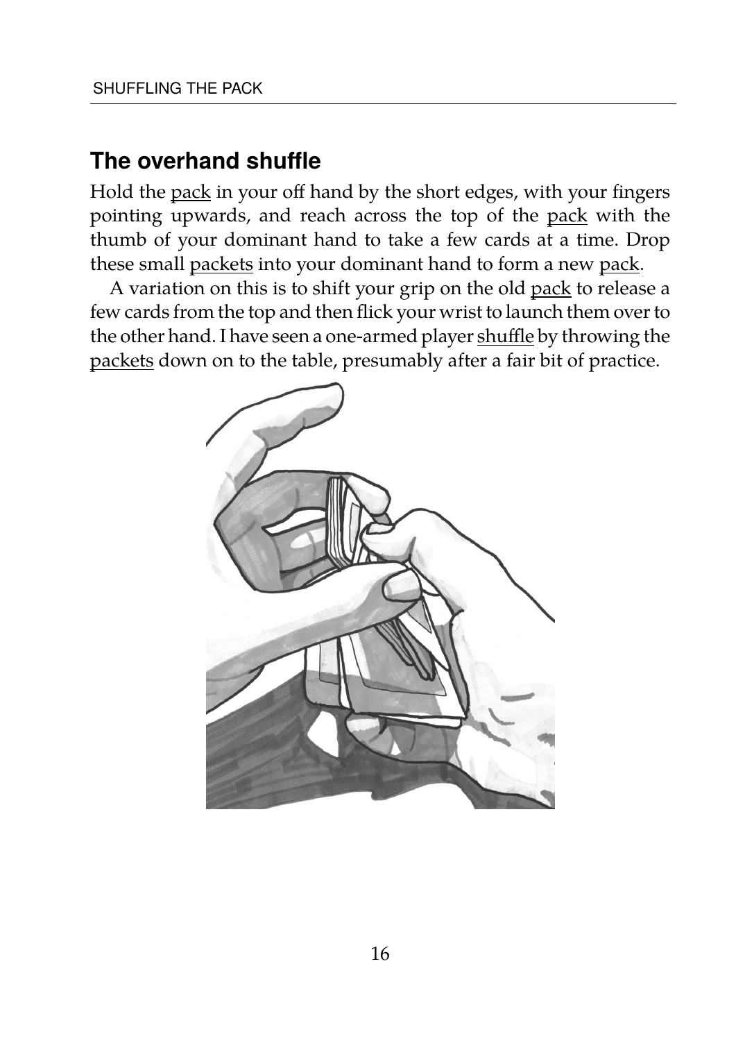## The overhand shuffle

Hold the pack in your off hand by the short edges, with your fingers pointing upwards, and reach across the top of the pack with the thumb of your dominant hand to take a few cards at a time. Drop these small packets into your dominant hand to form a new pack.

A variation on this is to shift your grip on the old pack to release a few cards from the top and then flick your wrist to launch them over to the other hand. I have seen a one-armed player shuffle by throwing the packets down on to the table, presumably after a fair bit of practice.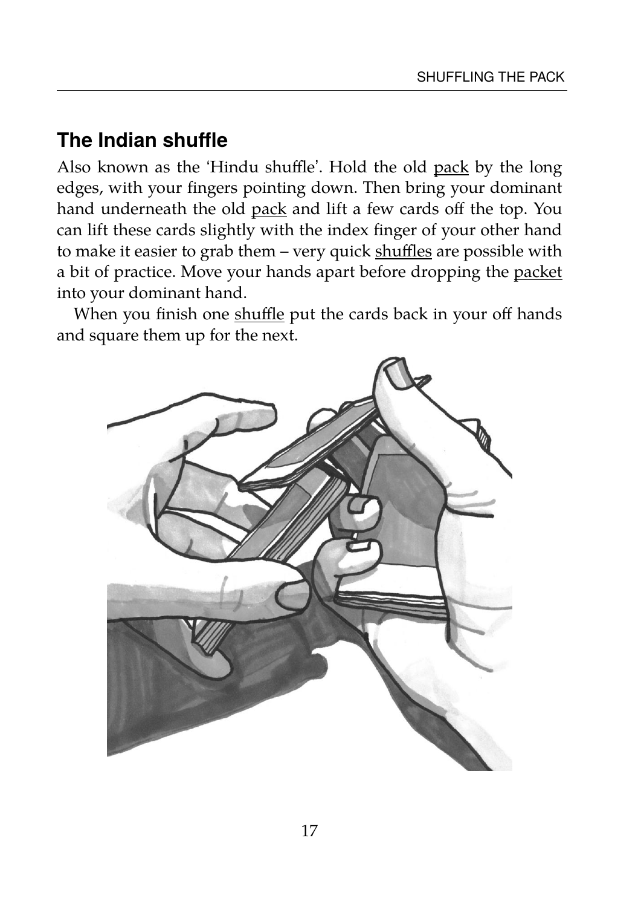## The Indian shuffle

Also known as the 'Hindu shuffle'. Hold the old pack by the long edges, with your fingers pointing down. Then bring your dominant hand underneath the old pack and lift a few cards off the top. You can lift these cards slightly with the index finger of your other hand to make it easier to grab them – very quick shuffles are possible with a bit of practice. Move your hands apart before dropping the packet into your dominant hand.

When you finish one shuffle put the cards back in your off hands and square them up for the next.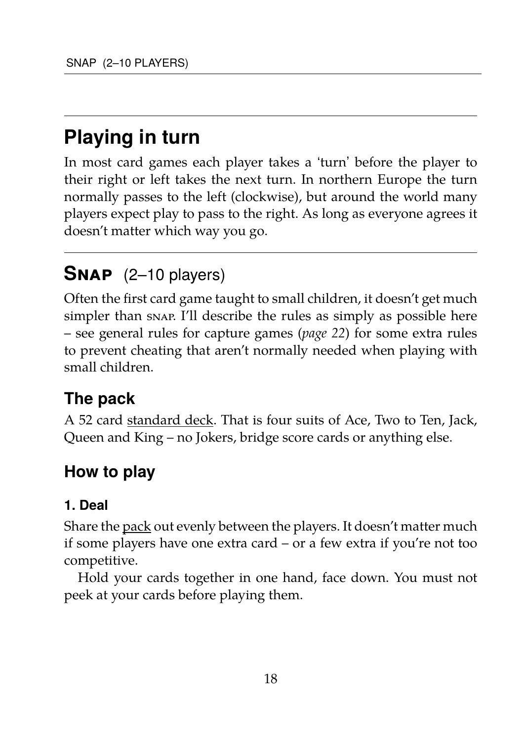## Playing in turn

In most card games each player takes a 'turn' before the player to their right or left takes the next turn. In northern Europe the turn normally passes to the left (clockwise), but around the world many players expect play to pass to the right. As long as everyone agrees it doesn't matter which way you go.

## SNAP (2–10 players)

Often the first card game taught to small children, it doesn't get much simpler than SNAP. I'll describe the rules as simply as possible here – see general rules for capture games (*page 22*) for some extra rules to prevent cheating that aren't normally needed when playing with small children.

### The pack

A 52 card standard deck. That is four suits of Ace, Two to Ten, Jack, Queen and King – no Jokers, bridge score cards or anything else.

### How to play

#### 1. Deal

Share the pack out evenly between the players. It doesn't matter much if some players have one extra card – or a few extra if you're not too competitive.

Hold your cards together in one hand, face down. You must not peek at your cards before playing them.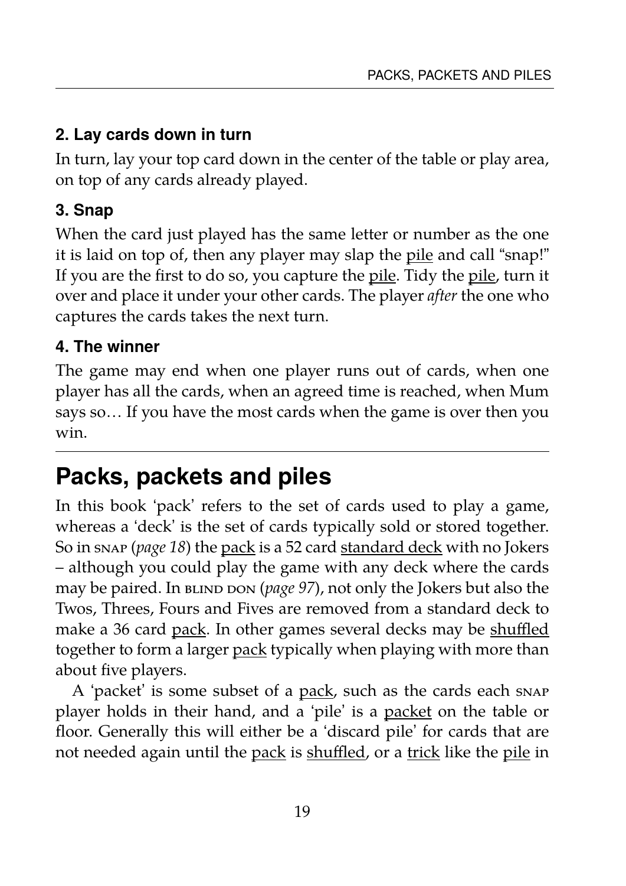### 2. Lay cards down in turn

In turn, lay your top card down in the center of the table or play area, on top of any cards already played.

### 3. Snap

When the card just played has the same letter or number as the one it is laid on top of, then any player may slap the pile and call "snap!" If you are the first to do so, you capture the pile. Tidy the pile, turn it over and place it under your other cards. The player *after* the one who captures the cards takes the next turn.

### 4. The winner

The game may end when one player runs out of cards, when one player has all the cards, when an agreed time is reached, when Mum says so… If you have the most cards when the game is over then you win.

## Packs, packets and piles

In this book 'pack' refers to the set of cards used to play a game, whereas a 'deck' is the set of cards typically sold or stored together. So in SNAP (*page 18*) the pack is a 52 card standard deck with no Jokers – although you could play the game with any deck where the cards may be paired. In BLIND DON (*page 97*), not only the Jokers but also the Twos, Threes, Fours and Fives are removed from a standard deck to make a 36 card pack. In other games several decks may be shuffled together to form a larger pack typically when playing with more than about five players.

A 'packet' is some subset of a pack, such as the cards each SNAP player holds in their hand, and a 'pile' is a packet on the table or floor. Generally this will either be a 'discard pile' for cards that are not needed again until the pack is shuffled, or a trick like the pile in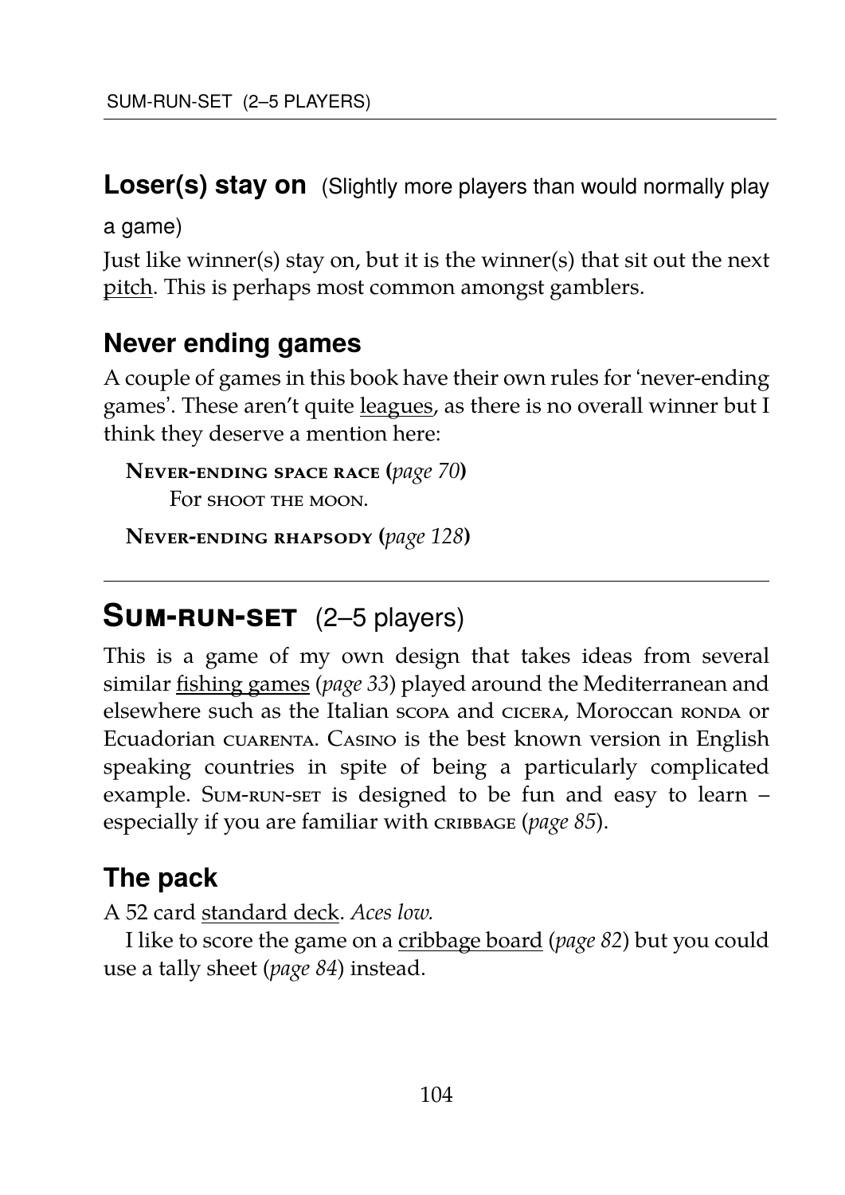### Loser(s) stay on (Slightly more players than would normally play a game)

Just like winner(s) stay on, but it is the winner(s) that sit out the next pitch. This is perhaps most common amongst gamblers.

### Never ending games

A couple of games in this book have their own rules for 'never-ending games'. These aren't quite leagues, as there is no overall winner but I think they deserve a mention here:

**Never-ending space race (*page 70*)**
For shoot the moon.

**Never-ending rhapsody (*page 128*)**

---

## Sum-run-set (2–5 players)

This is a game of my own design that takes ideas from several similar fishing games (*page 33*) played around the Mediterranean and elsewhere such as the Italian scopa and cicera, Moroccan ronda or Ecuadorian cuarenta. Casino is the best known version in English speaking countries in spite of being a particularly complicated example. Sum-run-set is designed to be fun and easy to learn – especially if you are familiar with cribbage (*page 85*).

### The pack

A 52 card standard deck. *Aces low.*

I like to score the game on a cribbage board (*page 82*) but you could use a tally sheet (*page 84*) instead.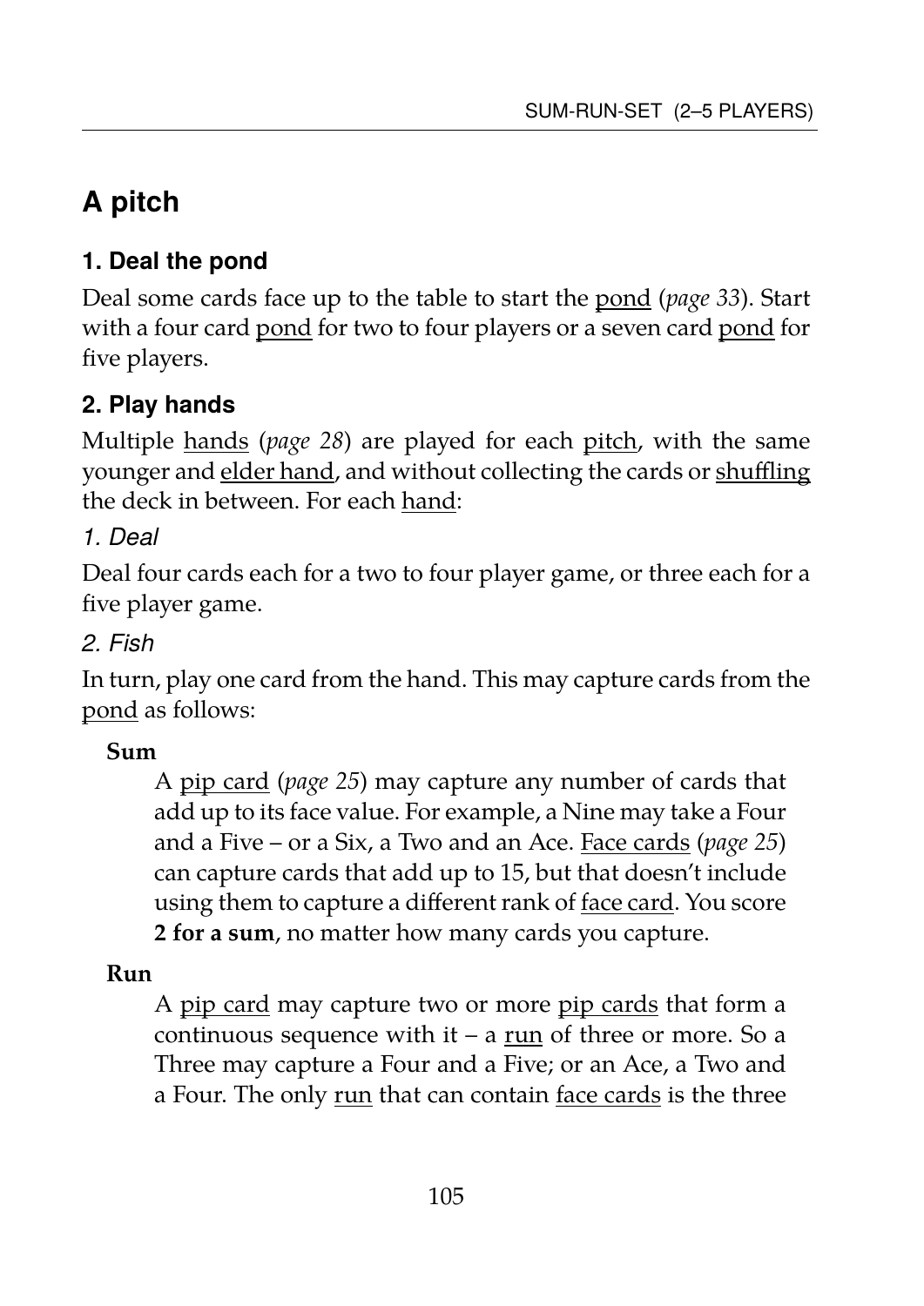## A pitch

### 1. Deal the pond

Deal some cards face up to the table to start the pond (*page 33*). Start with a four card pond for two to four players or a seven card pond for five players.

### 2. Play hands

Multiple hands (*page 28*) are played for each pitch, with the same younger and elder hand, and without collecting the cards or shuffling the deck in between. For each hand:

#### *1. Deal*

Deal four cards each for a two to four player game, or three each for a five player game.

#### *2. Fish*

In turn, play one card from the hand. This may capture cards from the pond as follows:

**Sum**

A pip card (*page 25*) may capture any number of cards that add up to its face value. For example, a Nine may take a Four and a Five – or a Six, a Two and an Ace. Face cards (*page 25*) can capture cards that add up to 15, but that doesn't include using them to capture a different rank of face card. You score **2 for a sum**, no matter how many cards you capture.

**Run**

A pip card may capture two or more pip cards that form a continuous sequence with it – a run of three or more. So a Three may capture a Four and a Five; or an Ace, a Two and a Four. The only run that can contain face cards is the three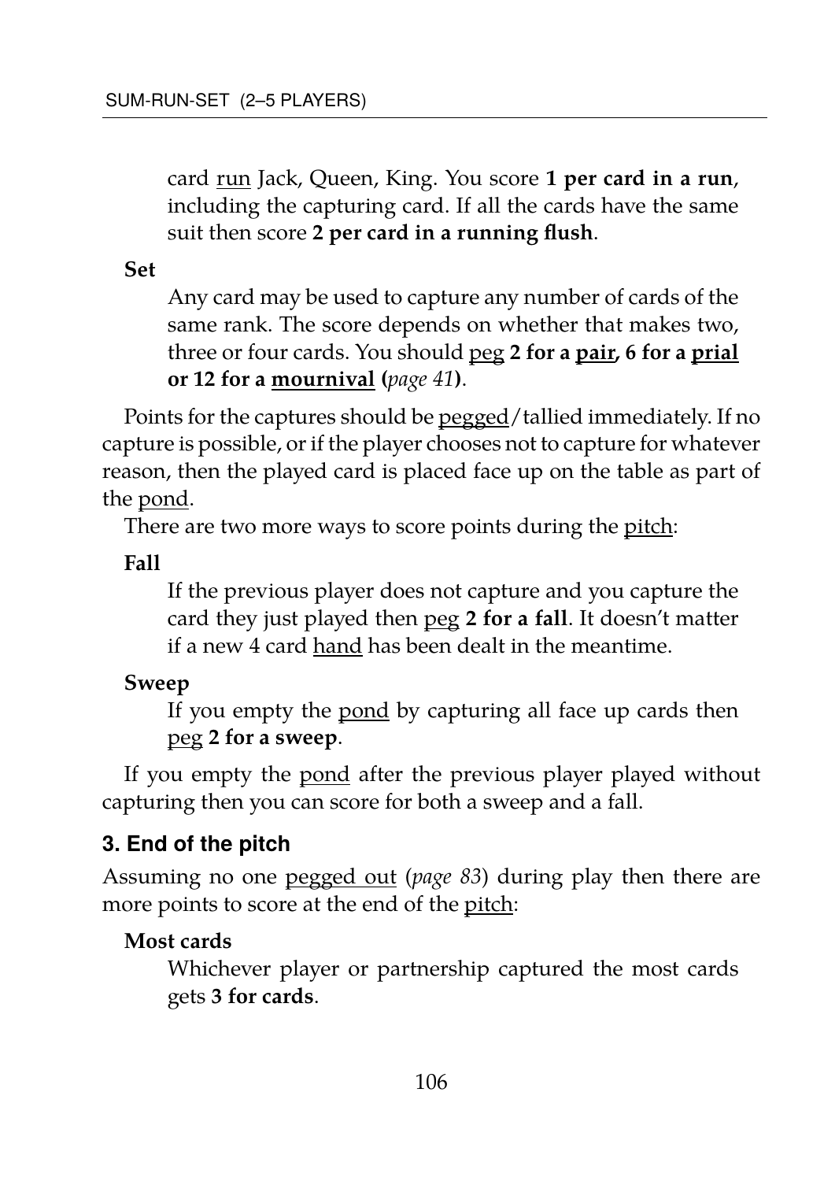card run Jack, Queen, King. You score **1 per card in a run**, including the capturing card. If all the cards have the same suit then score **2 per card in a running flush**.

**Set**

Any card may be used to capture any number of cards of the same rank. The score depends on whether that makes two, three or four cards. You should peg **2 for a pair, 6 for a prial or 12 for a mournival (*page 41*)**.

Points for the captures should be pegged/tallied immediately. If no capture is possible, or if the player chooses not to capture for whatever reason, then the played card is placed face up on the table as part of the pond.

There are two more ways to score points during the pitch:

**Fall**

If the previous player does not capture and you capture the card they just played then peg **2 for a fall**. It doesn't matter if a new 4 card hand has been dealt in the meantime.

**Sweep**

If you empty the pond by capturing all face up cards then peg **2 for a sweep**.

If you empty the pond after the previous player played without capturing then you can score for both a sweep and a fall.

### 3. End of the pitch

Assuming no one pegged out (*page 83*) during play then there are more points to score at the end of the pitch:

**Most cards**

Whichever player or partnership captured the most cards gets **3 for cards**.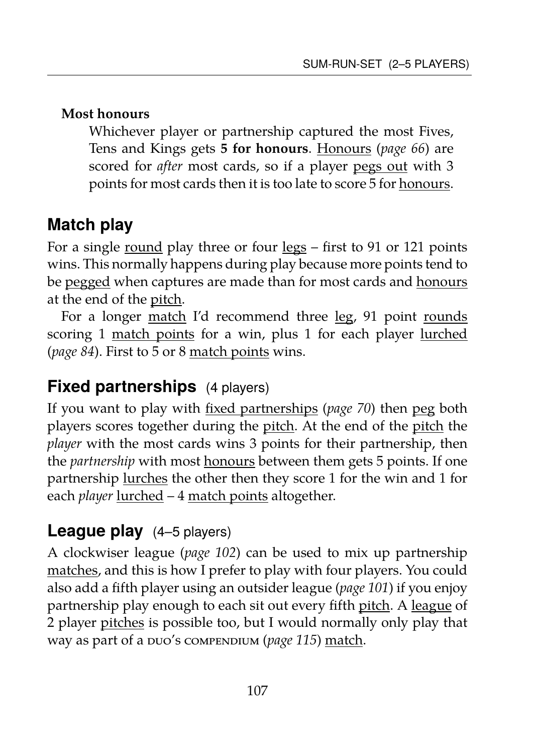**Most honours**

Whichever player or partnership captured the most Fives, Tens and Kings gets **5 for honours**. Honours (*page 66*) are scored for *after* most cards, so if a player pegs out with 3 points for most cards then it is too late to score 5 for honours.

## Match play

For a single round play three or four legs – first to 91 or 121 points wins. This normally happens during play because more points tend to be pegged when captures are made than for most cards and honours at the end of the pitch.

For a longer match I'd recommend three leg, 91 point rounds scoring 1 match points for a win, plus 1 for each player lurched (*page 84*). First to 5 or 8 match points wins.

## Fixed partnerships (4 players)

If you want to play with fixed partnerships (*page 70*) then peg both players scores together during the pitch. At the end of the pitch the *player* with the most cards wins 3 points for their partnership, then the *partnership* with most honours between them gets 5 points. If one partnership lurches the other then they score 1 for the win and 1 for each *player* lurched – 4 match points altogether.

## League play (4–5 players)

A clockwiser league (*page 102*) can be used to mix up partnership matches, and this is how I prefer to play with four players. You could also add a fifth player using an outsider league (*page 101*) if you enjoy partnership play enough to each sit out every fifth pitch. A league of 2 player pitches is possible too, but I would normally only play that way as part of a DUO'S COMPENDIUM (*page 115*) match.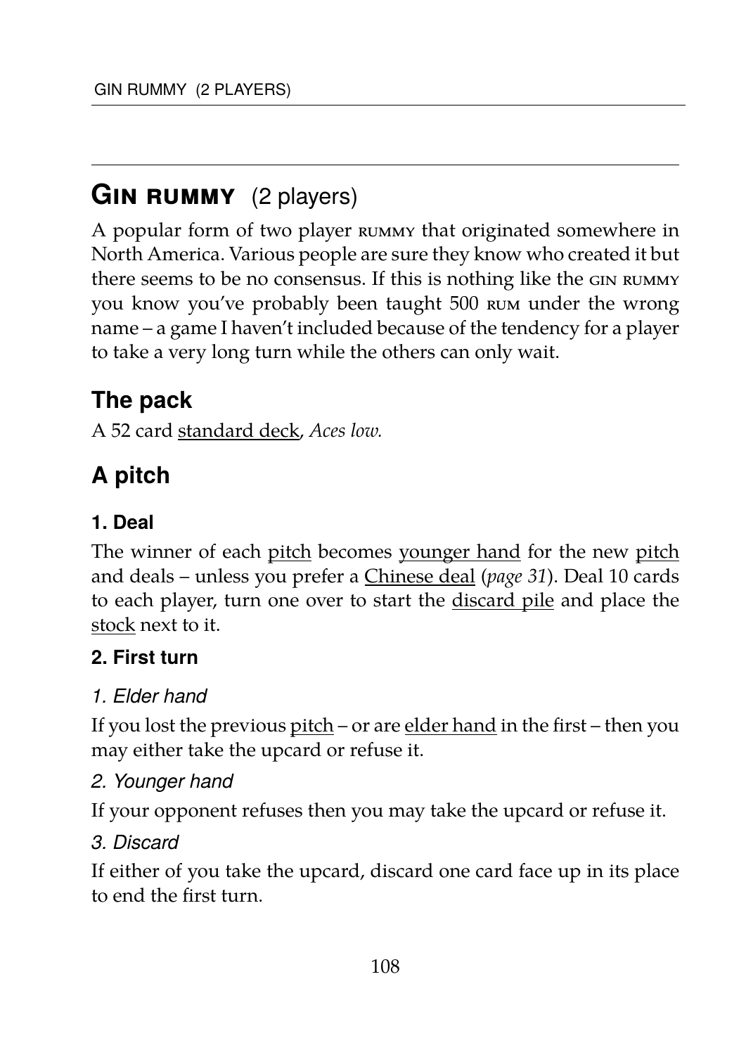# GIN RUMMY (2 players)

A popular form of two player RUMMY that originated somewhere in North America. Various people are sure they know who created it but there seems to be no consensus. If this is nothing like the GIN RUMMY you know you've probably been taught 500 RUM under the wrong name – a game I haven't included because of the tendency for a player to take a very long turn while the others can only wait.

## The pack

A 52 card standard deck, *Aces low.*

## A pitch

### 1. Deal

The winner of each pitch becomes younger hand for the new pitch and deals – unless you prefer a Chinese deal (*page 31*). Deal 10 cards to each player, turn one over to start the discard pile and place the stock next to it.

### 2. First turn

#### *1. Elder hand*

If you lost the previous pitch – or are elder hand in the first – then you may either take the upcard or refuse it.

#### *2. Younger hand*

If your opponent refuses then you may take the upcard or refuse it.

#### *3. Discard*

If either of you take the upcard, discard one card face up in its place to end the first turn.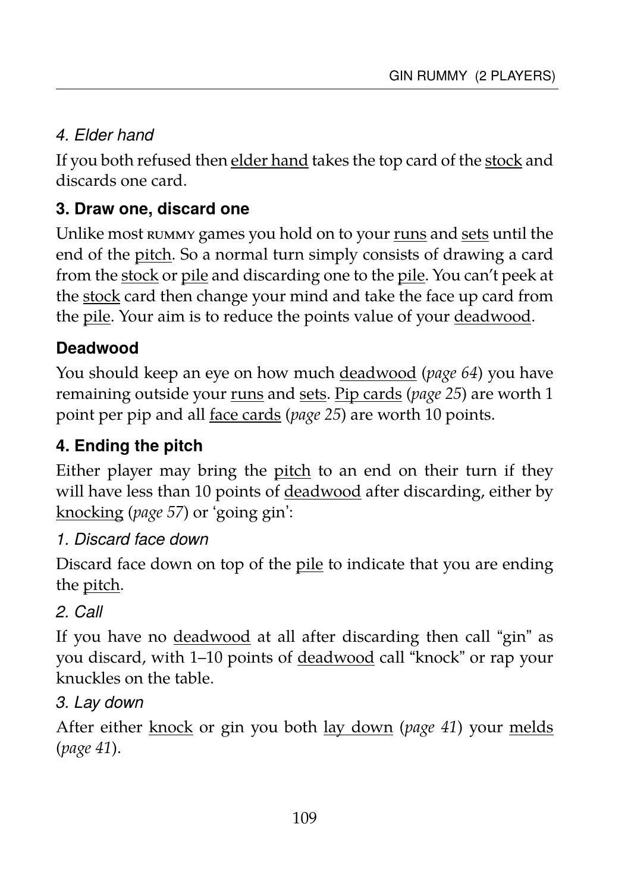*4. Elder hand*

If you both refused then elder hand takes the top card of the stock and discards one card.

### 3. Draw one, discard one

Unlike most RUMMY games you hold on to your runs and sets until the end of the pitch. So a normal turn simply consists of drawing a card from the stock or pile and discarding one to the pile. You can't peek at the stock card then change your mind and take the face up card from the pile. Your aim is to reduce the points value of your deadwood.

#### Deadwood

You should keep an eye on how much deadwood (*page 64*) you have remaining outside your runs and sets. Pip cards (*page 25*) are worth 1 point per pip and all face cards (*page 25*) are worth 10 points.

### 4. Ending the pitch

Either player may bring the pitch to an end on their turn if they will have less than 10 points of deadwood after discarding, either by knocking (*page 57*) or 'going gin':

*1. Discard face down*

Discard face down on top of the pile to indicate that you are ending the pitch.

*2. Call*

If you have no deadwood at all after discarding then call "gin" as you discard, with 1–10 points of deadwood call "knock" or rap your knuckles on the table.

*3. Lay down*

After either knock or gin you both lay down (*page 41*) your melds (*page 41*).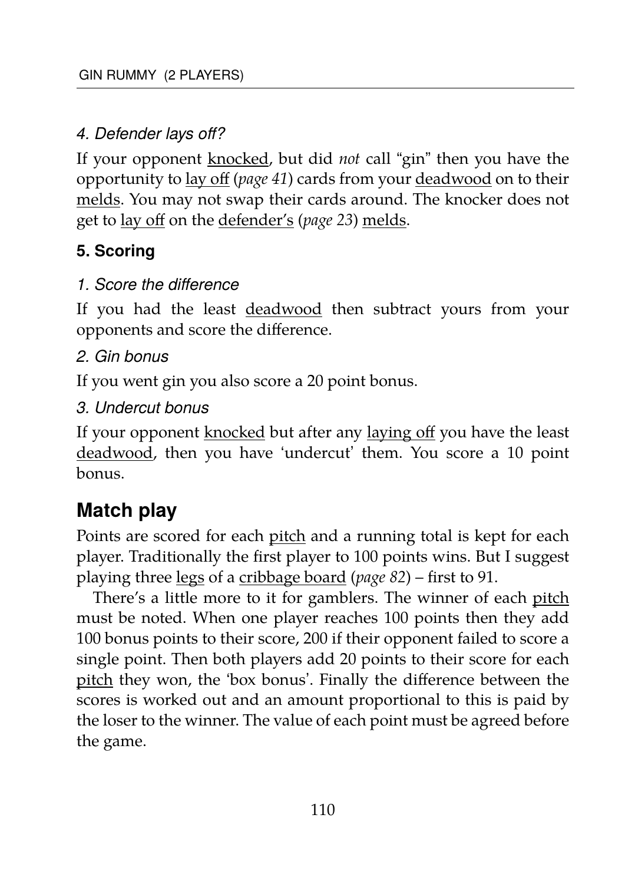#### *4. Defender lays off?*

If your opponent knocked, but did *not* call "gin" then you have the opportunity to lay off (*page 41*) cards from your deadwood on to their melds. You may not swap their cards around. The knocker does not get to lay off on the defender's (*page 23*) melds.

### 5. Scoring

#### *1. Score the difference*

If you had the least deadwood then subtract yours from your opponents and score the difference.

#### *2. Gin bonus*

If you went gin you also score a 20 point bonus.

#### *3. Undercut bonus*

If your opponent knocked but after any laying off you have the least deadwood, then you have 'undercut' them. You score a 10 point bonus.

## Match play

Points are scored for each pitch and a running total is kept for each player. Traditionally the first player to 100 points wins. But I suggest playing three legs of a cribbage board (*page 82*) – first to 91.

There's a little more to it for gamblers. The winner of each pitch must be noted. When one player reaches 100 points then they add 100 bonus points to their score, 200 if their opponent failed to score a single point. Then both players add 20 points to their score for each pitch they won, the 'box bonus'. Finally the difference between the scores is worked out and an amount proportional to this is paid by the loser to the winner. The value of each point must be agreed before the game.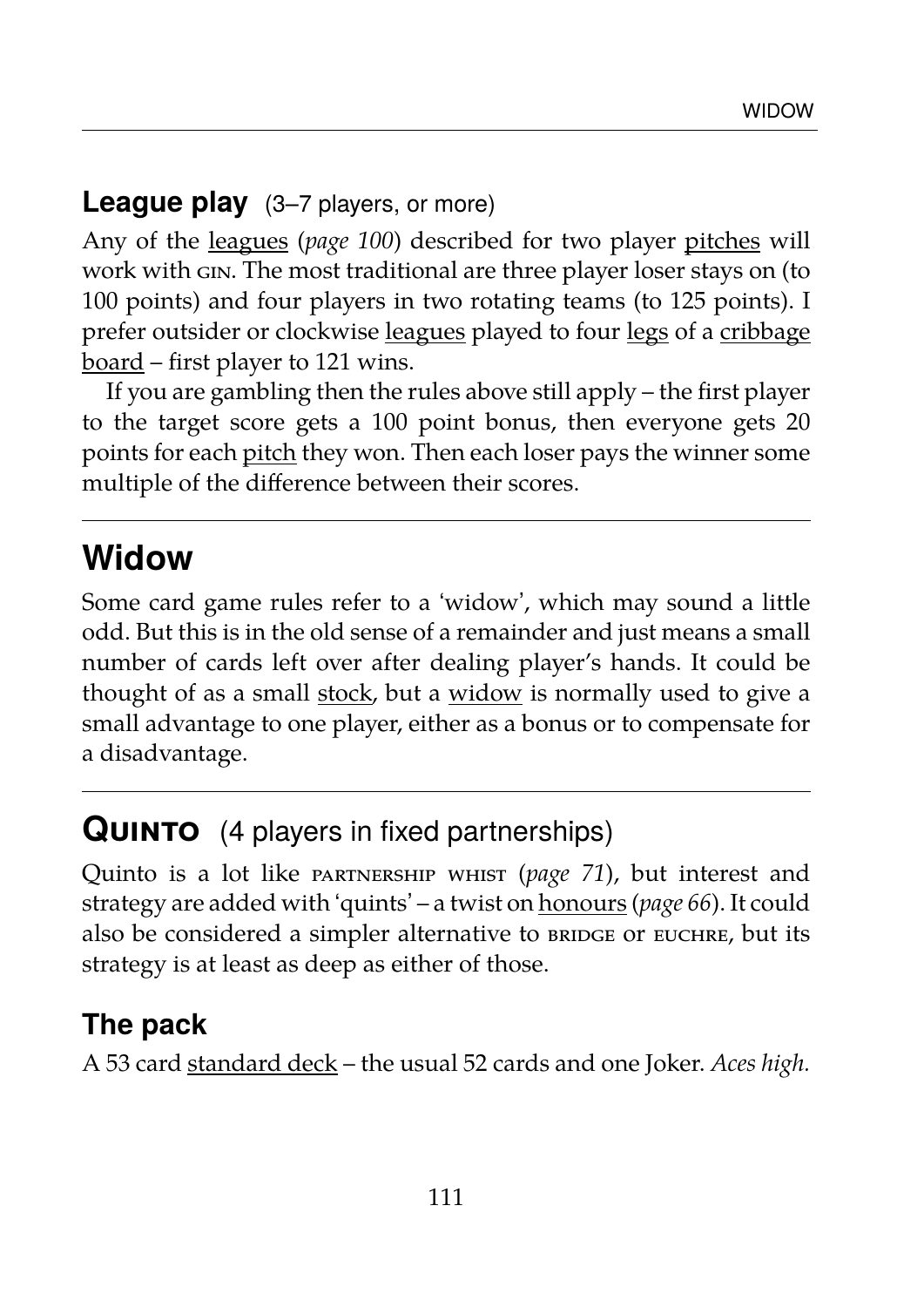### League play (3–7 players, or more)

Any of the leagues (*page 100*) described for two player pitches will work with GIN. The most traditional are three player loser stays on (to 100 points) and four players in two rotating teams (to 125 points). I prefer outsider or clockwise leagues played to four legs of a cribbage board – first player to 121 wins.

If you are gambling then the rules above still apply – the first player to the target score gets a 100 point bonus, then everyone gets 20 points for each pitch they won. Then each loser pays the winner some multiple of the difference between their scores.

## Widow

Some card game rules refer to a 'widow', which may sound a little odd. But this is in the old sense of a remainder and just means a small number of cards left over after dealing player's hands. It could be thought of as a small stock, but a widow is normally used to give a small advantage to one player, either as a bonus or to compensate for a disadvantage.

## QUINTO (4 players in fixed partnerships)

Quinto is a lot like PARTNERSHIP WHIST (*page 71*), but interest and strategy are added with 'quints' – a twist on honours (*page 66*). It could also be considered a simpler alternative to BRIDGE or EUCHRE, but its strategy is at least as deep as either of those.

### The pack

A 53 card standard deck – the usual 52 cards and one Joker. *Aces high.*